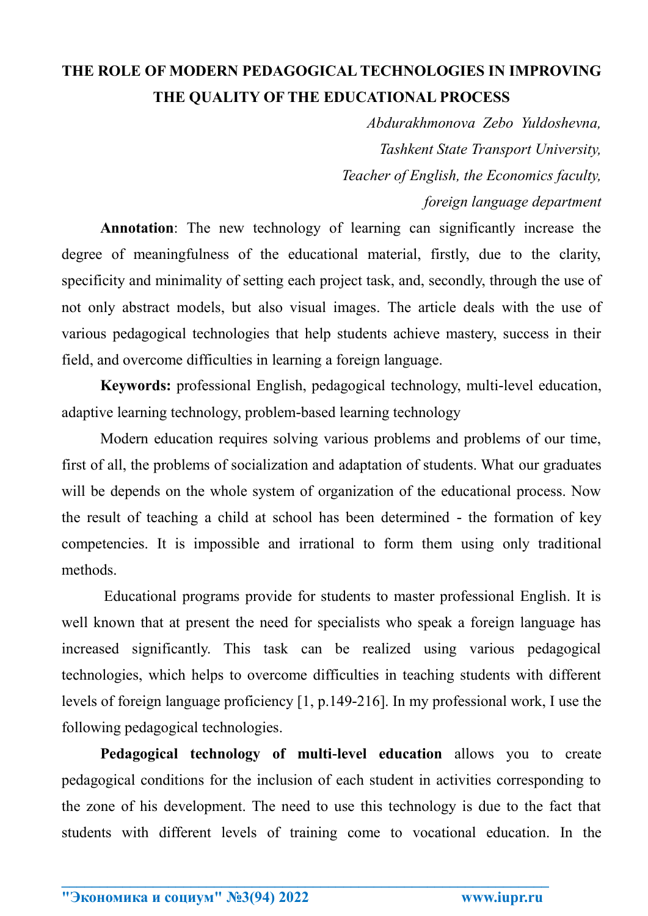# THE ROLE OF MODERN PEDAGOGICAL TECHNOLOGIES IN IMPROVING THE QUALITY OF THE EDUCATIONAL PROCESS

*Abdurakhmonova Zebo Yuldoshevna,*
*Tashkent State Transport University,*
*Teacher of English, the Economics faculty,*
*foreign language department*

**Annotation**: The new technology of learning can significantly increase the degree of meaningfulness of the educational material, firstly, due to the clarity, specificity and minimality of setting each project task, and, secondly, through the use of not only abstract models, but also visual images. The article deals with the use of various pedagogical technologies that help students achieve mastery, success in their field, and overcome difficulties in learning a foreign language.

**Keywords:** professional English, pedagogical technology, multi-level education, adaptive learning technology, problem-based learning technology

Modern education requires solving various problems and problems of our time, first of all, the problems of socialization and adaptation of students. What our graduates will be depends on the whole system of organization of the educational process. Now the result of teaching a child at school has been determined - the formation of key competencies. It is impossible and irrational to form them using only traditional methods.

Educational programs provide for students to master professional English. It is well known that at present the need for specialists who speak a foreign language has increased significantly. This task can be realized using various pedagogical technologies, which helps to overcome difficulties in teaching students with different levels of foreign language proficiency [1, p.149-216]. In my professional work, I use the following pedagogical technologies.

**Pedagogical technology of multi-level education** allows you to create pedagogical conditions for the inclusion of each student in activities corresponding to the zone of his development. The need to use this technology is due to the fact that students with different levels of training come to vocational education. In the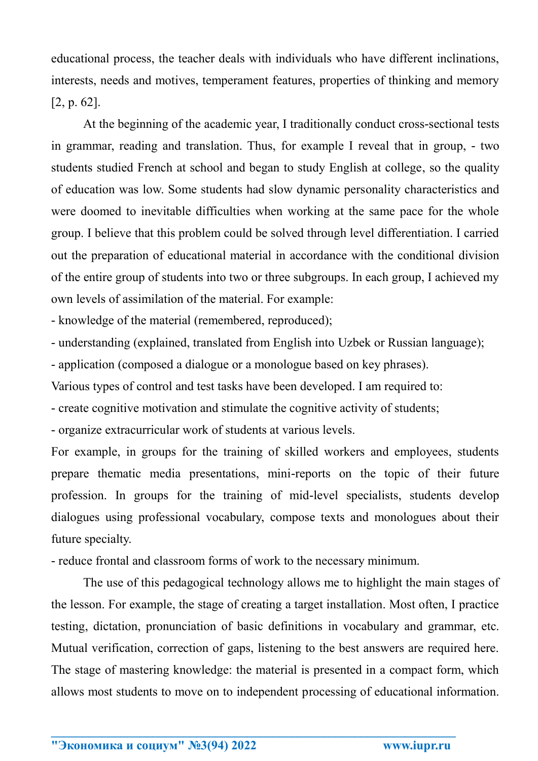educational process, the teacher deals with individuals who have different inclinations, interests, needs and motives, temperament features, properties of thinking and memory [2, p. 62].

At the beginning of the academic year, I traditionally conduct cross-sectional tests in grammar, reading and translation. Thus, for example I reveal that in group, - two students studied French at school and began to study English at college, so the quality of education was low. Some students had slow dynamic personality characteristics and were doomed to inevitable difficulties when working at the same pace for the whole group. I believe that this problem could be solved through level differentiation. I carried out the preparation of educational material in accordance with the conditional division of the entire group of students into two or three subgroups. In each group, I achieved my own levels of assimilation of the material. For example:

- knowledge of the material (remembered, reproduced);
- understanding (explained, translated from English into Uzbek or Russian language);
- application (composed a dialogue or a monologue based on key phrases).

Various types of control and test tasks have been developed. I am required to:

- create cognitive motivation and stimulate the cognitive activity of students;
- organize extracurricular work of students at various levels.

For example, in groups for the training of skilled workers and employees, students prepare thematic media presentations, mini-reports on the topic of their future profession. In groups for the training of mid-level specialists, students develop dialogues using professional vocabulary, compose texts and monologues about their future specialty.

- reduce frontal and classroom forms of work to the necessary minimum.

The use of this pedagogical technology allows me to highlight the main stages of the lesson. For example, the stage of creating a target installation. Most often, I practice testing, dictation, pronunciation of basic definitions in vocabulary and grammar, etc. Mutual verification, correction of gaps, listening to the best answers are required here. The stage of mastering knowledge: the material is presented in a compact form, which allows most students to move on to independent processing of educational information.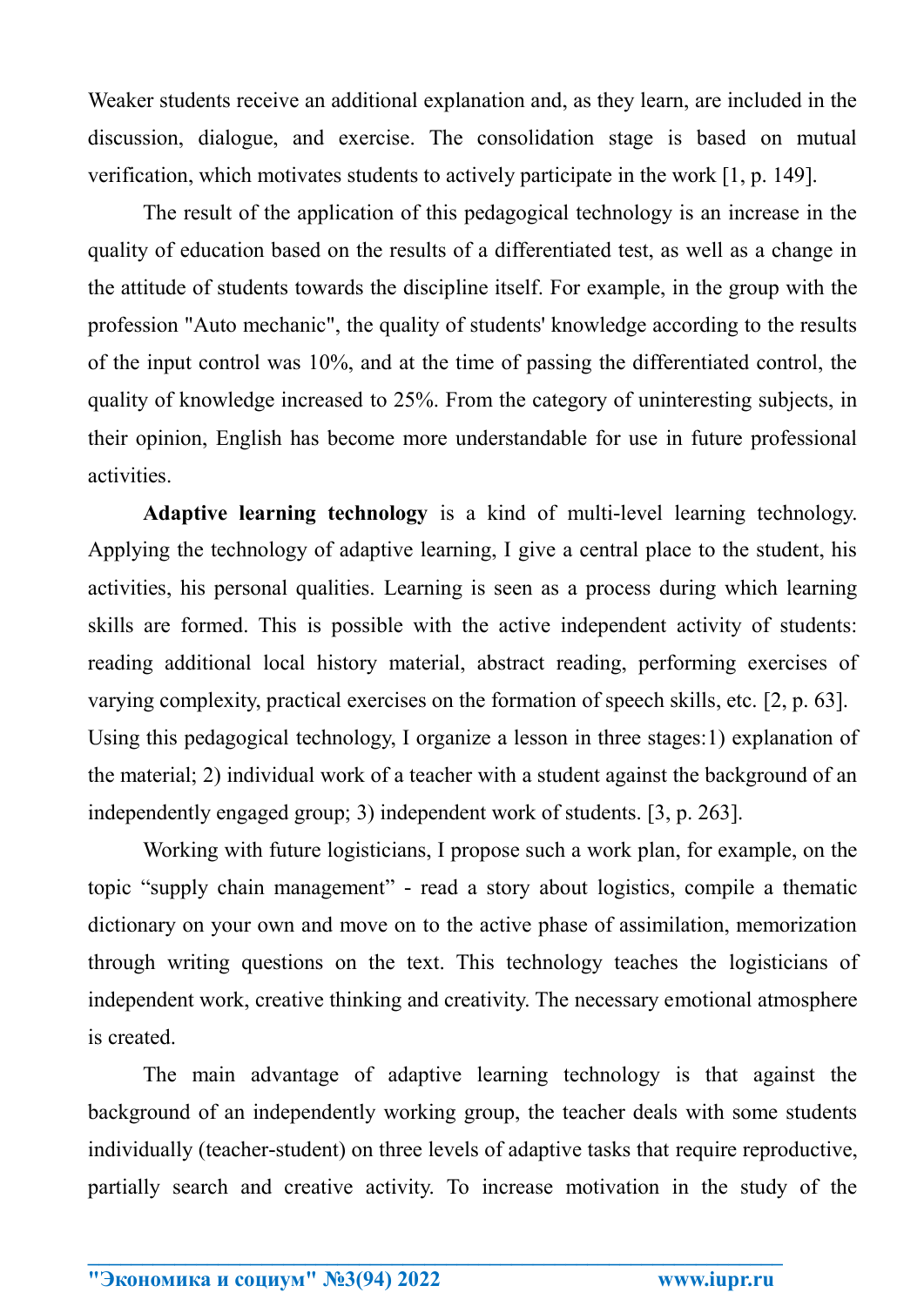Weaker students receive an additional explanation and, as they learn, are included in the discussion, dialogue, and exercise. The consolidation stage is based on mutual verification, which motivates students to actively participate in the work [1, p. 149].

The result of the application of this pedagogical technology is an increase in the quality of education based on the results of a differentiated test, as well as a change in the attitude of students towards the discipline itself. For example, in the group with the profession "Auto mechanic", the quality of students' knowledge according to the results of the input control was 10%, and at the time of passing the differentiated control, the quality of knowledge increased to 25%. From the category of uninteresting subjects, in their opinion, English has become more understandable for use in future professional activities.

**Adaptive learning technology** is a kind of multi-level learning technology. Applying the technology of adaptive learning, I give a central place to the student, his activities, his personal qualities. Learning is seen as a process during which learning skills are formed. This is possible with the active independent activity of students: reading additional local history material, abstract reading, performing exercises of varying complexity, practical exercises on the formation of speech skills, etc. [2, p. 63]. Using this pedagogical technology, I organize a lesson in three stages:1) explanation of the material; 2) individual work of a teacher with a student against the background of an independently engaged group; 3) independent work of students. [3, p. 263].

Working with future logisticians, I propose such a work plan, for example, on the topic "supply chain management" - read a story about logistics, compile a thematic dictionary on your own and move on to the active phase of assimilation, memorization through writing questions on the text. This technology teaches the logisticians of independent work, creative thinking and creativity. The necessary emotional atmosphere is created.

The main advantage of adaptive learning technology is that against the background of an independently working group, the teacher deals with some students individually (teacher-student) on three levels of adaptive tasks that require reproductive, partially search and creative activity. To increase motivation in the study of the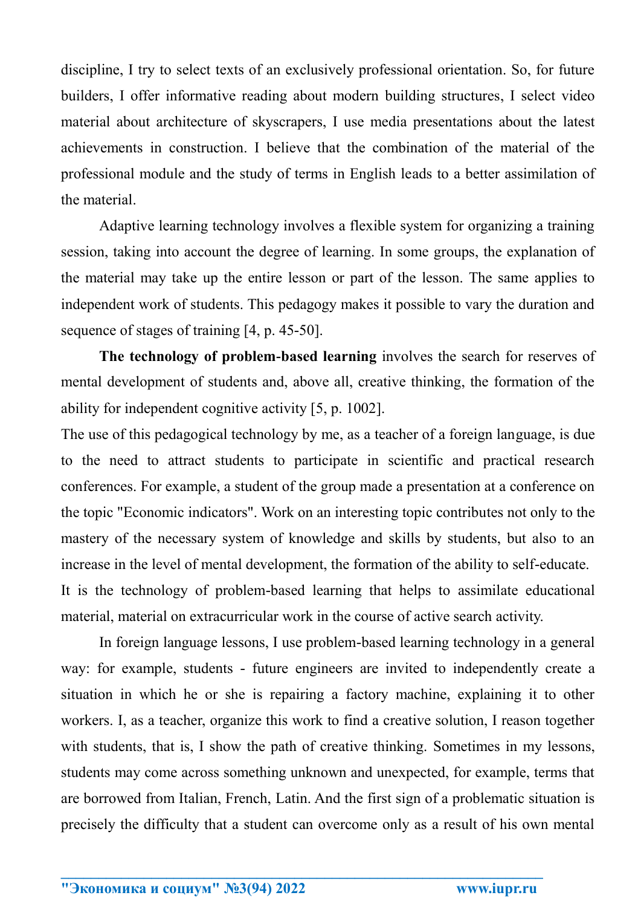discipline, I try to select texts of an exclusively professional orientation. So, for future builders, I offer informative reading about modern building structures, I select video material about architecture of skyscrapers, I use media presentations about the latest achievements in construction. I believe that the combination of the material of the professional module and the study of terms in English leads to a better assimilation of the material.

Adaptive learning technology involves a flexible system for organizing a training session, taking into account the degree of learning. In some groups, the explanation of the material may take up the entire lesson or part of the lesson. The same applies to independent work of students. This pedagogy makes it possible to vary the duration and sequence of stages of training [4, p. 45-50].

**The technology of problem-based learning** involves the search for reserves of mental development of students and, above all, creative thinking, the formation of the ability for independent cognitive activity [5, p. 1002].

The use of this pedagogical technology by me, as a teacher of a foreign language, is due to the need to attract students to participate in scientific and practical research conferences. For example, a student of the group made a presentation at a conference on the topic "Economic indicators". Work on an interesting topic contributes not only to the mastery of the necessary system of knowledge and skills by students, but also to an increase in the level of mental development, the formation of the ability to self-educate.

It is the technology of problem-based learning that helps to assimilate educational material, material on extracurricular work in the course of active search activity.

In foreign language lessons, I use problem-based learning technology in a general way: for example, students - future engineers are invited to independently create a situation in which he or she is repairing a factory machine, explaining it to other workers. I, as a teacher, organize this work to find a creative solution, I reason together with students, that is, I show the path of creative thinking. Sometimes in my lessons, students may come across something unknown and unexpected, for example, terms that are borrowed from Italian, French, Latin. And the first sign of a problematic situation is precisely the difficulty that a student can overcome only as a result of his own mental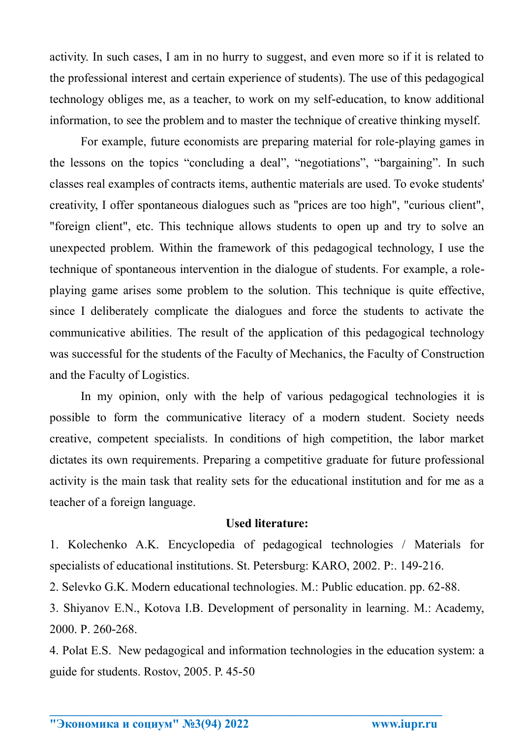activity. In such cases, I am in no hurry to suggest, and even more so if it is related to the professional interest and certain experience of students). The use of this pedagogical technology obliges me, as a teacher, to work on my self-education, to know additional information, to see the problem and to master the technique of creative thinking myself.

For example, future economists are preparing material for role-playing games in the lessons on the topics “concluding a deal”, “negotiations”, “bargaining”. In such classes real examples of contracts items, authentic materials are used. To evoke students' creativity, I offer spontaneous dialogues such as "prices are too high", "curious client", "foreign client", etc. This technique allows students to open up and try to solve an unexpected problem. Within the framework of this pedagogical technology, I use the technique of spontaneous intervention in the dialogue of students. For example, a role-playing game arises some problem to the solution. This technique is quite effective, since I deliberately complicate the dialogues and force the students to activate the communicative abilities. The result of the application of this pedagogical technology was successful for the students of the Faculty of Mechanics, the Faculty of Construction and the Faculty of Logistics.

In my opinion, only with the help of various pedagogical technologies it is possible to form the communicative literacy of a modern student. Society needs creative, competent specialists. In conditions of high competition, the labor market dictates its own requirements. Preparing a competitive graduate for future professional activity is the main task that reality sets for the educational institution and for me as a teacher of a foreign language.

**Used literature:**

1. Kolechenko A.K. Encyclopedia of pedagogical technologies / Materials for specialists of educational institutions. St. Petersburg: KARO, 2002. P:. 149-216.
2. Selevko G.K. Modern educational technologies. M.: Public education. pp. 62-88.
3. Shiyanov E.N., Kotova I.B. Development of personality in learning. M.: Academy, 2000. P. 260-268.
4. Polat E.S. New pedagogical and information technologies in the education system: a guide for students. Rostov, 2005. P. 45-50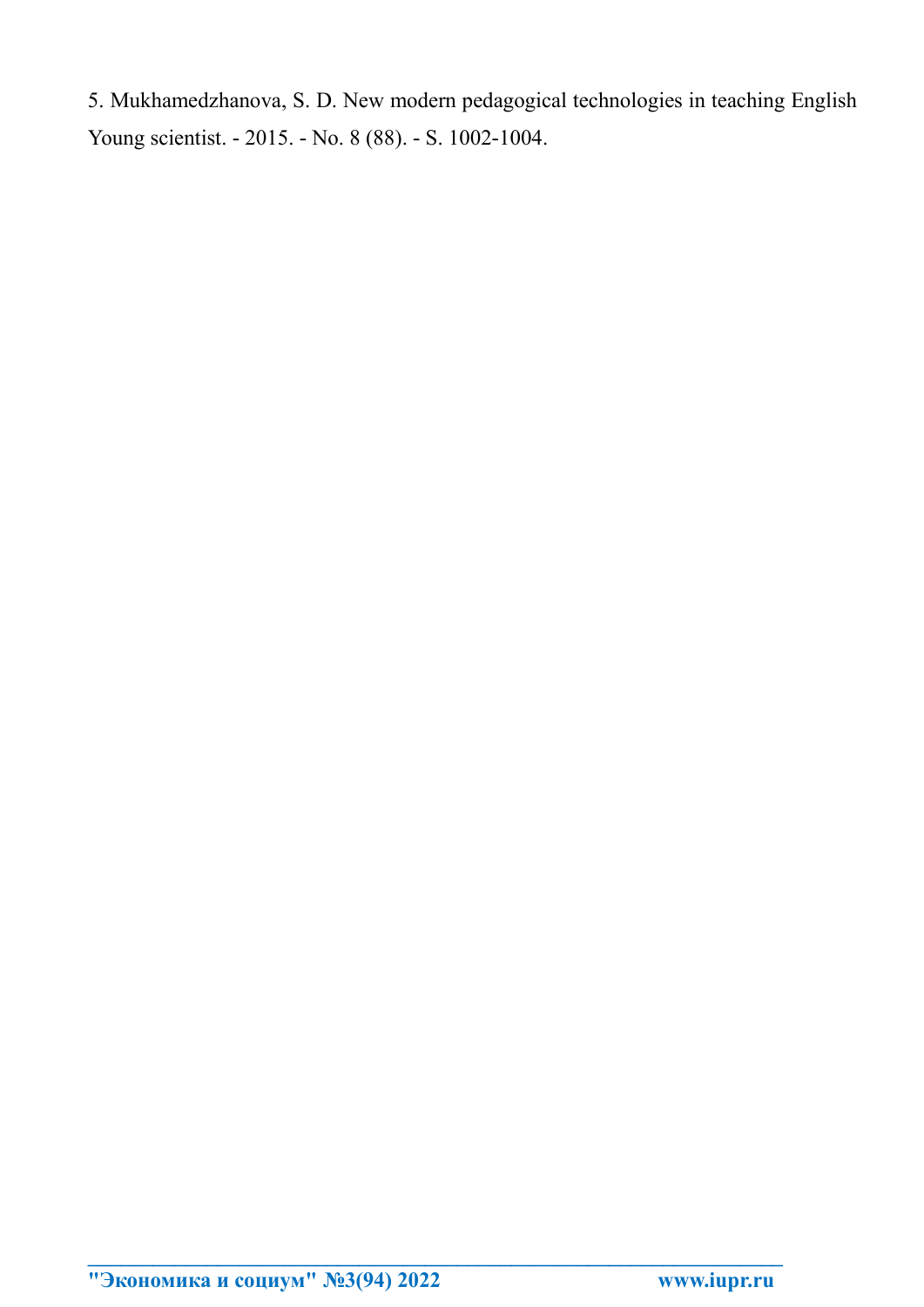5. Mukhamedzhanova, S. D. New modern pedagogical technologies in teaching English Young scientist. - 2015. - No. 8 (88). - S. 1002-1004.